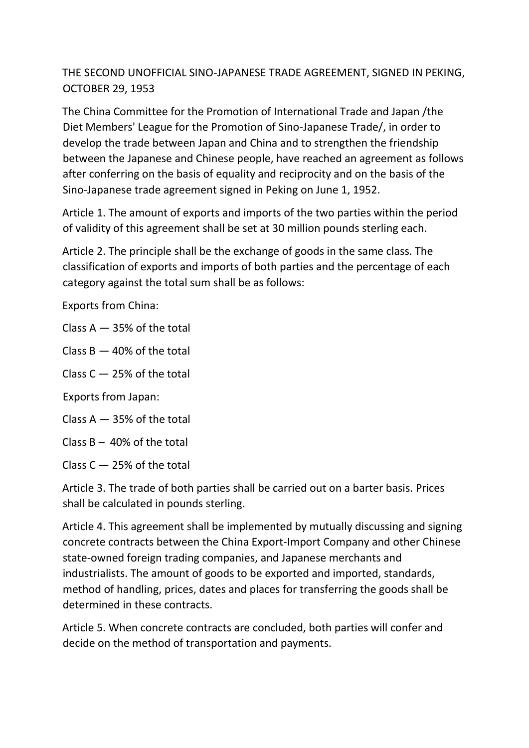# THE SECOND UNOFFICIAL SINO-JAPANESE TRADE AGREEMENT, SIGNED IN PEKING, OCTOBER 29, 1953

The China Committee for the Promotion of International Trade and Japan /the Diet Members' League for the Promotion of Sino-Japanese Trade/, in order to develop the trade between Japan and China and to strengthen the friendship between the Japanese and Chinese people, have reached an agreement as follows after conferring on the basis of equality and reciprocity and on the basis of the Sino-Japanese trade agreement signed in Peking on June 1, 1952.

Article 1. The amount of exports and imports of the two parties within the period of validity of this agreement shall be set at 30 million pounds sterling each.

Article 2. The principle shall be the exchange of goods in the same class. The classification of exports and imports of both parties and the percentage of each category against the total sum shall be as follows:

Exports from China:

Class A — 35% of the total

Class B — 40% of the total

Class C — 25% of the total

Exports from Japan:

Class A — 35% of the total

Class B – 40% of the total

Class C — 25% of the total

Article 3. The trade of both parties shall be carried out on a barter basis. Prices shall be calculated in pounds sterling.

Article 4. This agreement shall be implemented by mutually discussing and signing concrete contracts between the China Export-Import Company and other Chinese state-owned foreign trading companies, and Japanese merchants and industrialists. The amount of goods to be exported and imported, standards, method of handling, prices, dates and places for transferring the goods shall be determined in these contracts.

Article 5. When concrete contracts are concluded, both parties will confer and decide on the method of transportation and payments.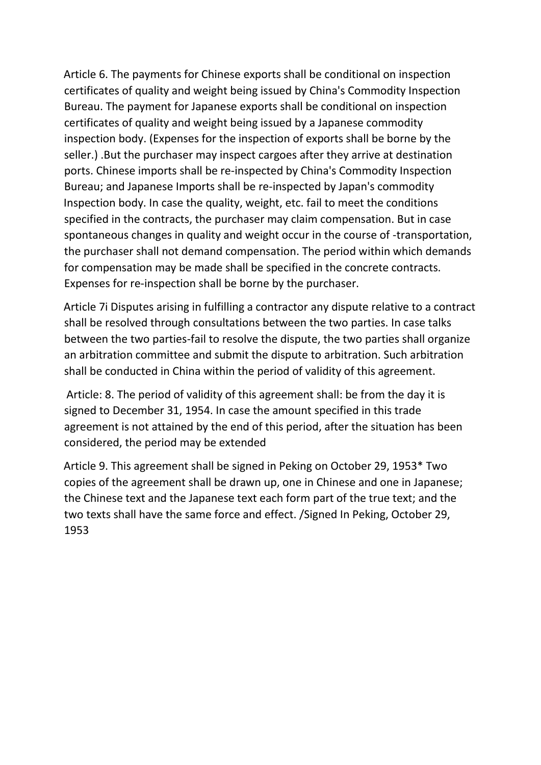Article 6. The payments for Chinese exports shall be conditional on inspection certificates of quality and weight being issued by China's Commodity Inspection Bureau. The payment for Japanese exports shall be conditional on inspection certificates of quality and weight being issued by a Japanese commodity inspection body. (Expenses for the inspection of exports shall be borne by the seller.) .But the purchaser may inspect cargoes after they arrive at destination ports. Chinese imports shall be re-inspected by China's Commodity Inspection Bureau; and Japanese Imports shall be re-inspected by Japan's commodity Inspection body. In case the quality, weight, etc. fail to meet the conditions specified in the contracts, the purchaser may claim compensation. But in case spontaneous changes in quality and weight occur in the course of -transportation, the purchaser shall not demand compensation. The period within which demands for compensation may be made shall be specified in the concrete contracts. Expenses for re-inspection shall be borne by the purchaser.

Article 7i Disputes arising in fulfilling a contractor any dispute relative to a contract shall be resolved through consultations between the two parties. In case talks between the two parties-fail to resolve the dispute, the two parties shall organize an arbitration committee and submit the dispute to arbitration. Such arbitration shall be conducted in China within the period of validity of this agreement.

Article: 8. The period of validity of this agreement shall: be from the day it is signed to December 31, 1954. In case the amount specified in this trade agreement is not attained by the end of this period, after the situation has been considered, the period may be extended

Article 9. This agreement shall be signed in Peking on October 29, 1953* Two copies of the agreement shall be drawn up, one in Chinese and one in Japanese; the Chinese text and the Japanese text each form part of the true text; and the two texts shall have the same force and effect. /Signed In Peking, October 29, 1953